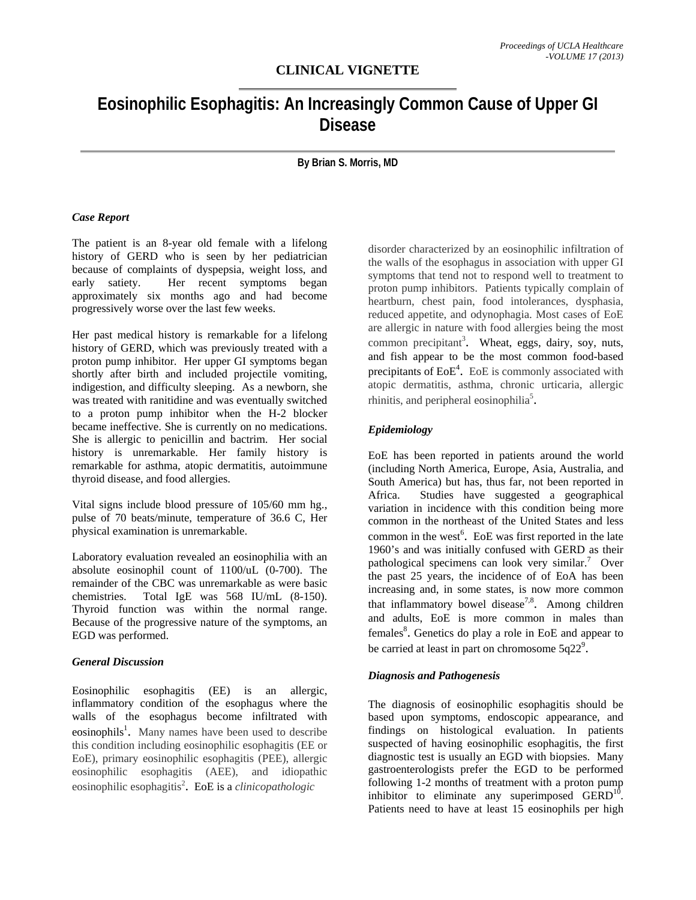## CLINICAL VIGNETTE

# Eosinophilic Esophagitis: An Increasingly Common Cause of Upper GI Disease

**By Brian S. Morris, MD**

### *Case Report*

The patient is an 8-year old female with a lifelong history of GERD who is seen by her pediatrician because of complaints of dyspepsia, weight loss, and early satiety. Her recent symptoms began approximately six months ago and had become progressively worse over the last few weeks.

Her past medical history is remarkable for a lifelong history of GERD, which was previously treated with a proton pump inhibitor. Her upper GI symptoms began shortly after birth and included projectile vomiting, indigestion, and difficulty sleeping. As a newborn, she was treated with ranitidine and was eventually switched to a proton pump inhibitor when the H-2 blocker became ineffective. She is currently on no medications. She is allergic to penicillin and bactrim. Her social history is unremarkable. Her family history is remarkable for asthma, atopic dermatitis, autoimmune thyroid disease, and food allergies.

Vital signs include blood pressure of 105/60 mm hg., pulse of 70 beats/minute, temperature of 36.6 C, Her physical examination is unremarkable.

Laboratory evaluation revealed an eosinophilia with an absolute eosinophil count of 1100/uL (0-700). The remainder of the CBC was unremarkable as were basic chemistries. Total IgE was 568 IU/mL (8-150). Thyroid function was within the normal range. Because of the progressive nature of the symptoms, an EGD was performed.

### *General Discussion*

Eosinophilic esophagitis (EE) is an allergic, inflammatory condition of the esophagus where the walls of the esophagus become infiltrated with eosinophils[1]. Many names have been used to describe this condition including eosinophilic esophagitis (EE or EoE), primary eosinophilic esophagitis (PEE), allergic eosinophilic esophagitis (AEE), and idiopathic eosinophilic esophagitis[2]. EoE is a *clinicopathologic* disorder characterized by an eosinophilic infiltration of the walls of the esophagus in association with upper GI symptoms that tend not to respond well to treatment to proton pump inhibitors. Patients typically complain of heartburn, chest pain, food intolerances, dysphasia, reduced appetite, and odynophagia. Most cases of EoE are allergic in nature with food allergies being the most common precipitant[3]. Wheat, eggs, dairy, soy, nuts, and fish appear to be the most common food-based precipitants of EoE[4]. EoE is commonly associated with atopic dermatitis, asthma, chronic urticaria, allergic rhinitis, and peripheral eosinophilia[5].

### *Epidemiology*

EoE has been reported in patients around the world (including North America, Europe, Asia, Australia, and South America) but has, thus far, not been reported in Africa. Studies have suggested a geographical variation in incidence with this condition being more common in the northeast of the United States and less common in the west[6]. EoE was first reported in the late 1960's and was initially confused with GERD as their pathological specimens can look very similar.[7] Over the past 25 years, the incidence of of EoA has been increasing and, in some states, is now more common that inflammatory bowel disease[7,8]. Among children and adults, EoE is more common in males than females[8]. Genetics do play a role in EoE and appear to be carried at least in part on chromosome 5q22[9].

### *Diagnosis and Pathogenesis*

The diagnosis of eosinophilic esophagitis should be based upon symptoms, endoscopic appearance, and findings on histological evaluation. In patients suspected of having eosinophilic esophagitis, the first diagnostic test is usually an EGD with biopsies. Many gastroenterologists prefer the EGD to be performed following 1-2 months of treatment with a proton pump inhibitor to eliminate any superimposed GERD[10]. Patients need to have at least 15 eosinophils per high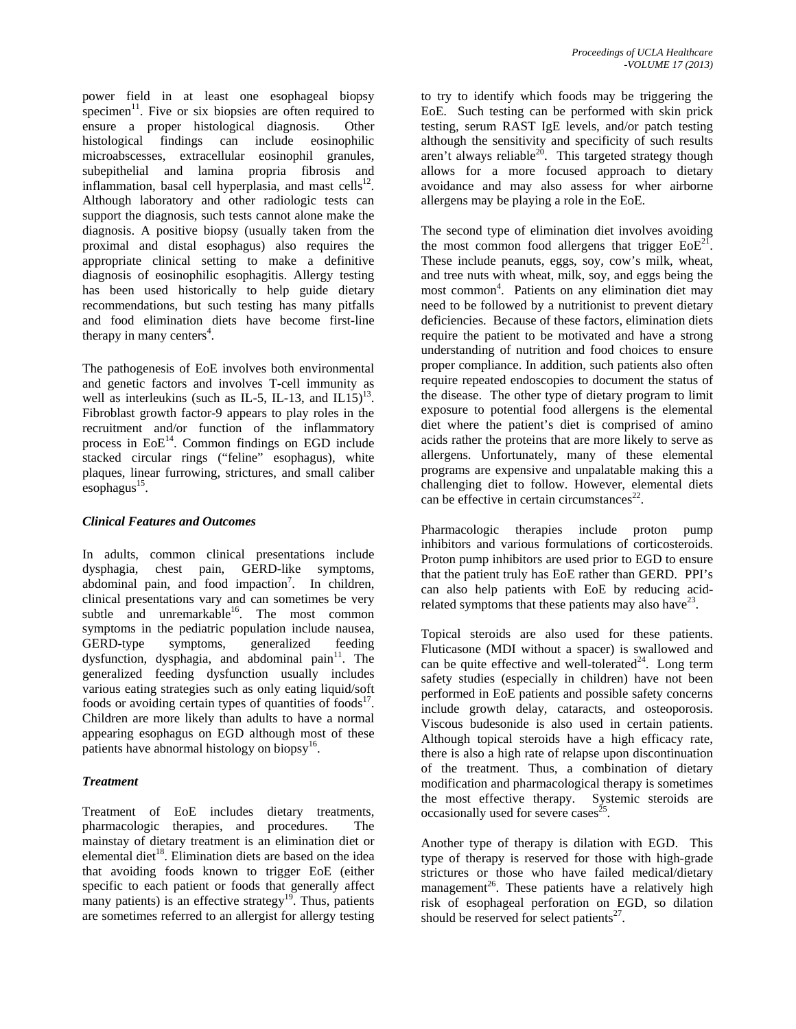power field in at least one esophageal biopsy specimen[11]. Five or six biopsies are often required to ensure a proper histological diagnosis. Other histological findings can include eosinophilic microabscesses, extracellular eosinophil granules, subepithelial and lamina propria fibrosis and inflammation, basal cell hyperplasia, and mast cells[12]. Although laboratory and other radiologic tests can support the diagnosis, such tests cannot alone make the diagnosis. A positive biopsy (usually taken from the proximal and distal esophagus) also requires the appropriate clinical setting to make a definitive diagnosis of eosinophilic esophagitis. Allergy testing has been used historically to help guide dietary recommendations, but such testing has many pitfalls and food elimination diets have become first-line therapy in many centers[4].

The pathogenesis of EoE involves both environmental and genetic factors and involves T-cell immunity as well as interleukins (such as IL-5, IL-13, and IL15)[13]. Fibroblast growth factor-9 appears to play roles in the recruitment and/or function of the inflammatory process in EoE[14]. Common findings on EGD include stacked circular rings ("feline" esophagus), white plaques, linear furrowing, strictures, and small caliber esophagus[15].

### *Clinical Features and Outcomes*

In adults, common clinical presentations include dysphagia, chest pain, GERD-like symptoms, abdominal pain, and food impaction[7]. In children, clinical presentations vary and can sometimes be very subtle and unremarkable[16]. The most common symptoms in the pediatric population include nausea, GERD-type symptoms, generalized feeding dysfunction, dysphagia, and abdominal pain[11]. The generalized feeding dysfunction usually includes various eating strategies such as only eating liquid/soft foods or avoiding certain types of quantities of foods[17]. Children are more likely than adults to have a normal appearing esophagus on EGD although most of these patients have abnormal histology on biopsy[16].

### *Treatment*

Treatment of EoE includes dietary treatments, pharmacologic therapies, and procedures. The mainstay of dietary treatment is an elimination diet or elemental diet[18]. Elimination diets are based on the idea that avoiding foods known to trigger EoE (either specific to each patient or foods that generally affect many patients) is an effective strategy[19]. Thus, patients are sometimes referred to an allergist for allergy testing to try to identify which foods may be triggering the EoE. Such testing can be performed with skin prick testing, serum RAST IgE levels, and/or patch testing although the sensitivity and specificity of such results aren't always reliable[20]. This targeted strategy though allows for a more focused approach to dietary avoidance and may also assess for wher airborne allergens may be playing a role in the EoE.

The second type of elimination diet involves avoiding the most common food allergens that trigger EoE[21]. These include peanuts, eggs, soy, cow's milk, wheat, and tree nuts with wheat, milk, soy, and eggs being the most common[4]. Patients on any elimination diet may need to be followed by a nutritionist to prevent dietary deficiencies. Because of these factors, elimination diets require the patient to be motivated and have a strong understanding of nutrition and food choices to ensure proper compliance. In addition, such patients also often require repeated endoscopies to document the status of the disease. The other type of dietary program to limit exposure to potential food allergens is the elemental diet where the patient's diet is comprised of amino acids rather the proteins that are more likely to serve as allergens. Unfortunately, many of these elemental programs are expensive and unpalatable making this a challenging diet to follow. However, elemental diets can be effective in certain circumstances[22].

Pharmacologic therapies include proton pump inhibitors and various formulations of corticosteroids. Proton pump inhibitors are used prior to EGD to ensure that the patient truly has EoE rather than GERD. PPI's can also help patients with EoE by reducing acid-related symptoms that these patients may also have[23].

Topical steroids are also used for these patients. Fluticasone (MDI without a spacer) is swallowed and can be quite effective and well-tolerated[24]. Long term safety studies (especially in children) have not been performed in EoE patients and possible safety concerns include growth delay, cataracts, and osteoporosis. Viscous budesonide is also used in certain patients. Although topical steroids have a high efficacy rate, there is also a high rate of relapse upon discontinuation of the treatment. Thus, a combination of dietary modification and pharmacological therapy is sometimes the most effective therapy. Systemic steroids are occasionally used for severe cases[25].

Another type of therapy is dilation with EGD. This type of therapy is reserved for those with high-grade strictures or those who have failed medical/dietary management[26]. These patients have a relatively high risk of esophageal perforation on EGD, so dilation should be reserved for select patients[27].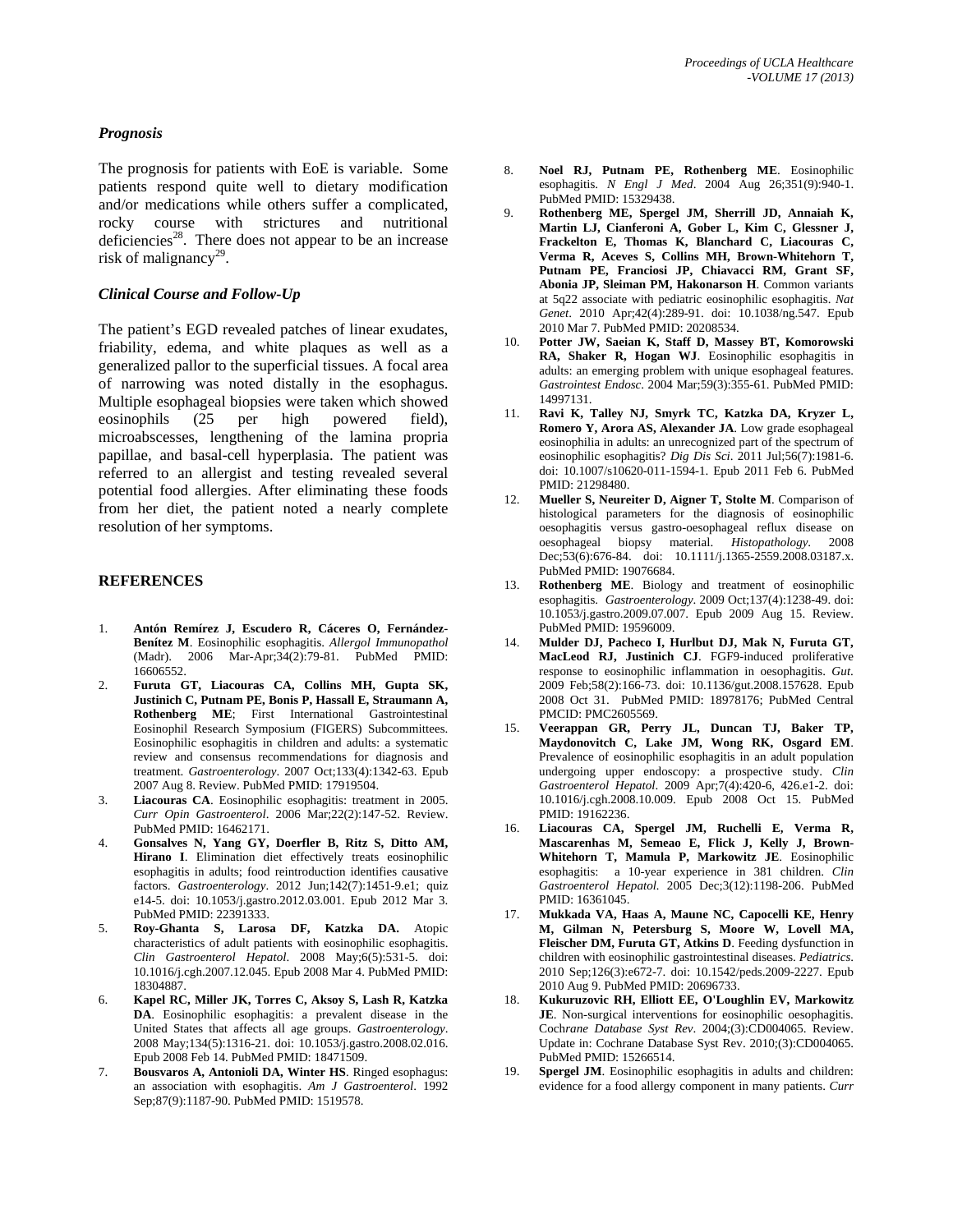### *Prognosis*

The prognosis for patients with EoE is variable. Some patients respond quite well to dietary modification and/or medications while others suffer a complicated, rocky course with strictures and nutritional deficiencies[28]. There does not appear to be an increase risk of malignancy[29].

### *Clinical Course and Follow-Up*

The patient's EGD revealed patches of linear exudates, friability, edema, and white plaques as well as a generalized pallor to the superficial tissues. A focal area of narrowing was noted distally in the esophagus. Multiple esophageal biopsies were taken which showed eosinophils (25 per high powered field), microabscesses, lengthening of the lamina propria papillae, and basal-cell hyperplasia. The patient was referred to an allergist and testing revealed several potential food allergies. After eliminating these foods from her diet, the patient noted a nearly complete resolution of her symptoms.

## REFERENCES

1. **Antón Remírez J, Escudero R, Cáceres O, Fernández-Benítez M**. Eosinophilic esophagitis. *Allergol Immunopathol* (Madr). 2006 Mar-Apr;34(2):79-81. PubMed PMID: 16606552.
2. **Furuta GT, Liacouras CA, Collins MH, Gupta SK, Justinich C, Putnam PE, Bonis P, Hassall E, Straumann A, Rothenberg ME**; First International Gastrointestinal Eosinophil Research Symposium (FIGERS) Subcommittees. Eosinophilic esophagitis in children and adults: a systematic review and consensus recommendations for diagnosis and treatment. *Gastroenterology*. 2007 Oct;133(4):1342-63. Epub 2007 Aug 8. Review. PubMed PMID: 17919504.
3. **Liacouras CA**. Eosinophilic esophagitis: treatment in 2005. *Curr Opin Gastroenterol*. 2006 Mar;22(2):147-52. Review. PubMed PMID: 16462171.
4. **Gonsalves N, Yang GY, Doerfler B, Ritz S, Ditto AM, Hirano I**. Elimination diet effectively treats eosinophilic esophagitis in adults; food reintroduction identifies causative factors. *Gastroenterology*. 2012 Jun;142(7):1451-9.e1; quiz e14-5. doi: 10.1053/j.gastro.2012.03.001. Epub 2012 Mar 3. PubMed PMID: 22391333.
5. **Roy-Ghanta S, Larosa DF, Katzka DA.** Atopic characteristics of adult patients with eosinophilic esophagitis. *Clin Gastroenterol Hepatol*. 2008 May;6(5):531-5. doi: 10.1016/j.cgh.2007.12.045. Epub 2008 Mar 4. PubMed PMID: 18304887.
6. **Kapel RC, Miller JK, Torres C, Aksoy S, Lash R, Katzka DA**. Eosinophilic esophagitis: a prevalent disease in the United States that affects all age groups. *Gastroenterology*. 2008 May;134(5):1316-21. doi: 10.1053/j.gastro.2008.02.016. Epub 2008 Feb 14. PubMed PMID: 18471509.
7. **Bousvaros A, Antonioli DA, Winter HS**. Ringed esophagus: an association with esophagitis. *Am J Gastroenterol*. 1992 Sep;87(9):1187-90. PubMed PMID: 1519578.
8. **Noel RJ, Putnam PE, Rothenberg ME**. Eosinophilic esophagitis. *N Engl J Med*. 2004 Aug 26;351(9):940-1. PubMed PMID: 15329438.
9. **Rothenberg ME, Spergel JM, Sherrill JD, Annaiah K, Martin LJ, Cianferoni A, Gober L, Kim C, Glessner J, Frackelton E, Thomas K, Blanchard C, Liacouras C, Verma R, Aceves S, Collins MH, Brown-Whitehorn T, Putnam PE, Franciosi JP, Chiavacci RM, Grant SF, Abonia JP, Sleiman PM, Hakonarson H**. Common variants at 5q22 associate with pediatric eosinophilic esophagitis. *Nat Genet*. 2010 Apr;42(4):289-91. doi: 10.1038/ng.547. Epub 2010 Mar 7. PubMed PMID: 20208534.
10. **Potter JW, Saeian K, Staff D, Massey BT, Komorowski RA, Shaker R, Hogan WJ**. Eosinophilic esophagitis in adults: an emerging problem with unique esophageal features. *Gastrointest Endosc*. 2004 Mar;59(3):355-61. PubMed PMID: 14997131.
11. **Ravi K, Talley NJ, Smyrk TC, Katzka DA, Kryzer L, Romero Y, Arora AS, Alexander JA**. Low grade esophageal eosinophilia in adults: an unrecognized part of the spectrum of eosinophilic esophagitis? *Dig Dis Sci*. 2011 Jul;56(7):1981-6. doi: 10.1007/s10620-011-1594-1. Epub 2011 Feb 6. PubMed PMID: 21298480.
12. **Mueller S, Neureiter D, Aigner T, Stolte M**. Comparison of histological parameters for the diagnosis of eosinophilic oesophagitis versus gastro-oesophageal reflux disease on oesophageal biopsy material. *Histopathology*. 2008 Dec;53(6):676-84. doi: 10.1111/j.1365-2559.2008.03187.x. PubMed PMID: 19076684.
13. **Rothenberg ME**. Biology and treatment of eosinophilic esophagitis. *Gastroenterology*. 2009 Oct;137(4):1238-49. doi: 10.1053/j.gastro.2009.07.007. Epub 2009 Aug 15. Review. PubMed PMID: 19596009.
14. **Mulder DJ, Pacheco I, Hurlbut DJ, Mak N, Furuta GT, MacLeod RJ, Justinich CJ**. FGF9-induced proliferative response to eosinophilic inflammation in oesophagitis. *Gut*. 2009 Feb;58(2):166-73. doi: 10.1136/gut.2008.157628. Epub 2008 Oct 31. PubMed PMID: 18978176; PubMed Central PMCID: PMC2605569.
15. **Veerappan GR, Perry JL, Duncan TJ, Baker TP, Maydonovitch C, Lake JM, Wong RK, Osgard EM**. Prevalence of eosinophilic esophagitis in an adult population undergoing upper endoscopy: a prospective study. *Clin Gastroenterol Hepatol*. 2009 Apr;7(4):420-6, 426.e1-2. doi: 10.1016/j.cgh.2008.10.009. Epub 2008 Oct 15. PubMed PMID: 19162236.
16. **Liacouras CA, Spergel JM, Ruchelli E, Verma R, Mascarenhas M, Semeao E, Flick J, Kelly J, Brown-Whitehorn T, Mamula P, Markowitz JE**. Eosinophilic esophagitis: a 10-year experience in 381 children. *Clin Gastroenterol Hepatol*. 2005 Dec;3(12):1198-206. PubMed PMID: 16361045.
17. **Mukkada VA, Haas A, Maune NC, Capocelli KE, Henry M, Gilman N, Petersburg S, Moore W, Lovell MA, Fleischer DM, Furuta GT, Atkins D**. Feeding dysfunction in children with eosinophilic gastrointestinal diseases. *Pediatrics*. 2010 Sep;126(3):e672-7. doi: 10.1542/peds.2009-2227. Epub 2010 Aug 9. PubMed PMID: 20696733.
18. **Kukuruzovic RH, Elliott EE, O'Loughlin EV, Markowitz JE**. Non-surgical interventions for eosinophilic oesophagitis. *Cochrane Database Syst Rev*. 2004;(3):CD004065. Review. Update in: Cochrane Database Syst Rev. 2010;(3):CD004065. PubMed PMID: 15266514.
19. **Spergel JM**. Eosinophilic esophagitis in adults and children: evidence for a food allergy component in many patients. *Curr*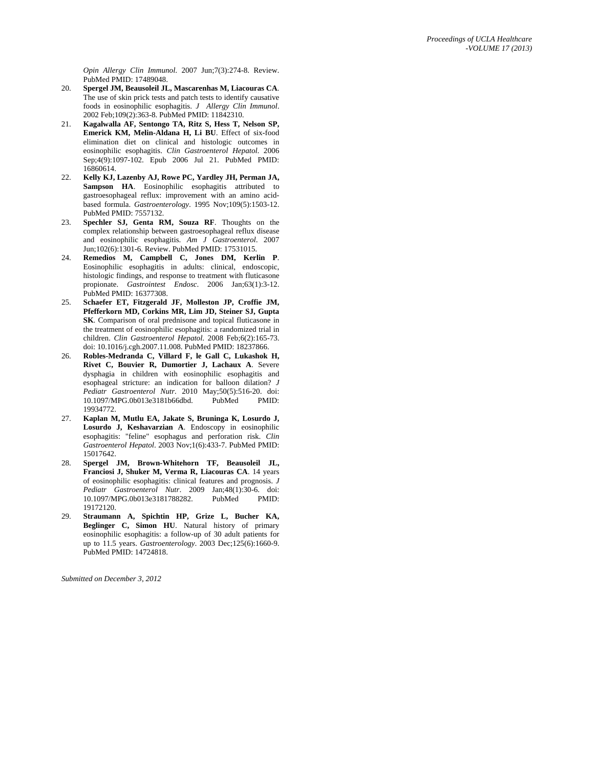*Opin Allergy Clin Immunol*. 2007 Jun;7(3):274-8. Review. PubMed PMID: 17489048.

20. **Spergel JM, Beausoleil JL, Mascarenhas M, Liacouras CA**. The use of skin prick tests and patch tests to identify causative foods in eosinophilic esophagitis. *J Allergy Clin Immunol*. 2002 Feb;109(2):363-8. PubMed PMID: 11842310.
21. **Kagalwalla AF, Sentongo TA, Ritz S, Hess T, Nelson SP, Emerick KM, Melin-Aldana H, Li BU**. Effect of six-food elimination diet on clinical and histologic outcomes in eosinophilic esophagitis. *Clin Gastroenterol Hepatol*. 2006 Sep;4(9):1097-102. Epub 2006 Jul 21. PubMed PMID: 16860614.
22. **Kelly KJ, Lazenby AJ, Rowe PC, Yardley JH, Perman JA, Sampson HA**. Eosinophilic esophagitis attributed to gastroesophageal reflux: improvement with an amino acid-based formula. *Gastroenterology*. 1995 Nov;109(5):1503-12. PubMed PMID: 7557132.
23. **Spechler SJ, Genta RM, Souza RF**. Thoughts on the complex relationship between gastroesophageal reflux disease and eosinophilic esophagitis. *Am J Gastroenterol*. 2007 Jun;102(6):1301-6. Review. PubMed PMID: 17531015.
24. **Remedios M, Campbell C, Jones DM, Kerlin P**. Eosinophilic esophagitis in adults: clinical, endoscopic, histologic findings, and response to treatment with fluticasone propionate. *Gastrointest Endosc*. 2006 Jan;63(1):3-12. PubMed PMID: 16377308.
25. **Schaefer ET, Fitzgerald JF, Molleston JP, Croffie JM, Pfefferkorn MD, Corkins MR, Lim JD, Steiner SJ, Gupta SK**. Comparison of oral prednisone and topical fluticasone in the treatment of eosinophilic esophagitis: a randomized trial in children. *Clin Gastroenterol Hepatol*. 2008 Feb;6(2):165-73. doi: 10.1016/j.cgh.2007.11.008. PubMed PMID: 18237866.
26. **Robles-Medranda C, Villard F, le Gall C, Lukashok H, Rivet C, Bouvier R, Dumortier J, Lachaux A**. Severe dysphagia in children with eosinophilic esophagitis and esophageal stricture: an indication for balloon dilation? *J Pediatr Gastroenterol Nutr*. 2010 May;50(5):516-20. doi: 10.1097/MPG.0b013e3181b66dbd. PubMed PMID: 19934772.
27. **Kaplan M, Mutlu EA, Jakate S, Bruninga K, Losurdo J, Losurdo J, Keshavarzian A**. Endoscopy in eosinophilic esophagitis: "feline" esophagus and perforation risk. *Clin Gastroenterol Hepatol*. 2003 Nov;1(6):433-7. PubMed PMID: 15017642.
28. **Spergel JM, Brown-Whitehorn TF, Beausoleil JL, Franciosi J, Shuker M, Verma R, Liacouras CA**. 14 years of eosinophilic esophagitis: clinical features and prognosis. *J Pediatr Gastroenterol Nutr*. 2009 Jan;48(1):30-6. doi: 10.1097/MPG.0b013e3181788282. PubMed PMID: 19172120.
29. **Straumann A, Spichtin HP, Grize L, Bucher KA, Beglinger C, Simon HU**. Natural history of primary eosinophilic esophagitis: a follow-up of 30 adult patients for up to 11.5 years. *Gastroenterology*. 2003 Dec;125(6):1660-9. PubMed PMID: 14724818.

*Submitted on December 3, 2012*